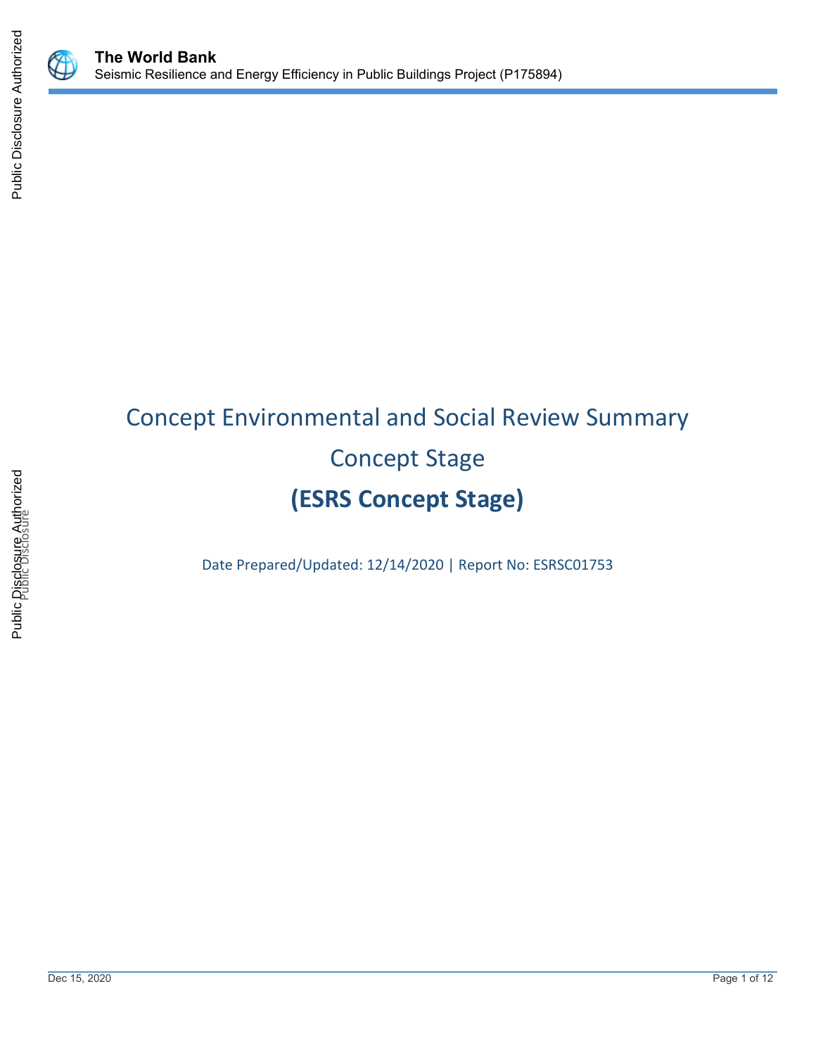# The World Bank

Seismic Resilience and Energy Efficiency in Public Buildings Project (P175894)

## Concept Environmental and Social Review Summary

## Concept Stage

## (ESRS Concept Stage)

Date Prepared/Updated: 12/14/2020 | Report No: ESRSC01753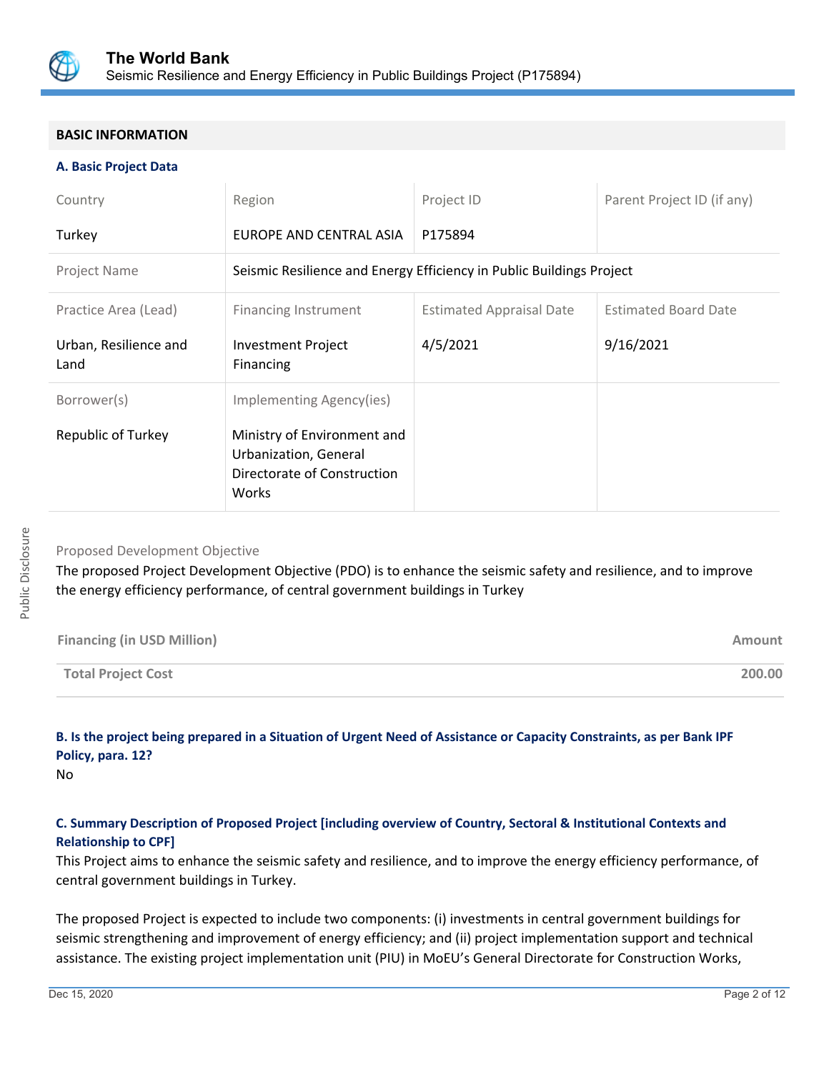## BASIC INFORMATION

### A. Basic Project Data

| Country | Region | Project ID | Parent Project ID (if any) |
|---|---|---|---|
| Turkey | EUROPE AND CENTRAL ASIA | P175894 | |
| Project Name | Seismic Resilience and Energy Efficiency in Public Buildings Project | | |
| Practice Area (Lead) | Financing Instrument | Estimated Appraisal Date | Estimated Board Date |
| Urban, Resilience and Land | Investment Project Financing | 4/5/2021 | 9/16/2021 |
| Borrower(s) | Implementing Agency(ies) | | |
| Republic of Turkey | Ministry of Environment and Urbanization, General Directorate of Construction Works | | |

Proposed Development Objective

The proposed Project Development Objective (PDO) is to enhance the seismic safety and resilience, and to improve the energy efficiency performance, of central government buildings in Turkey

| Financing (in USD Million) | Amount |
|---|---|
| **Total Project Cost** | **200.00** |

### B. Is the project being prepared in a Situation of Urgent Need of Assistance or Capacity Constraints, as per Bank IPF Policy, para. 12?

No

### C. Summary Description of Proposed Project [including overview of Country, Sectoral & Institutional Contexts and Relationship to CPF]

This Project aims to enhance the seismic safety and resilience, and to improve the energy efficiency performance, of central government buildings in Turkey.

The proposed Project is expected to include two components: (i) investments in central government buildings for seismic strengthening and improvement of energy efficiency; and (ii) project implementation support and technical assistance. The existing project implementation unit (PIU) in MoEU's General Directorate for Construction Works,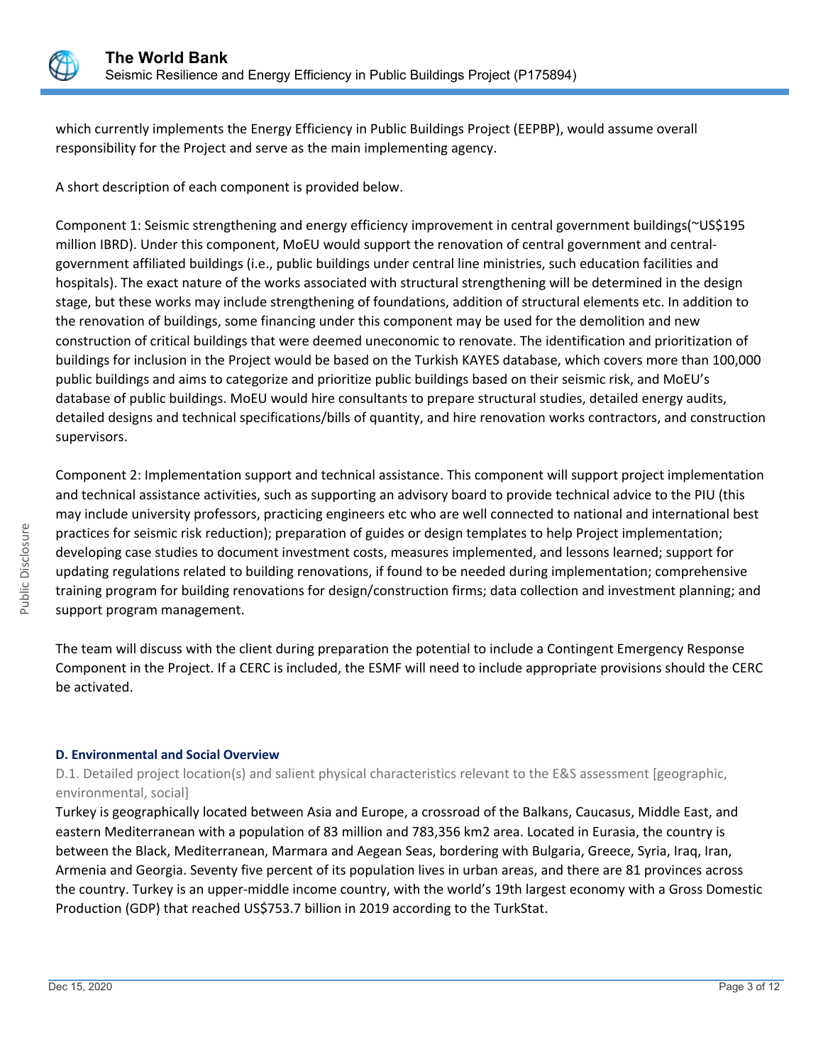which currently implements the Energy Efficiency in Public Buildings Project (EEPBP), would assume overall responsibility for the Project and serve as the main implementing agency.

A short description of each component is provided below.

Component 1: Seismic strengthening and energy efficiency improvement in central government buildings(~US$195 million IBRD). Under this component, MoEU would support the renovation of central government and central-government affiliated buildings (i.e., public buildings under central line ministries, such education facilities and hospitals). The exact nature of the works associated with structural strengthening will be determined in the design stage, but these works may include strengthening of foundations, addition of structural elements etc. In addition to the renovation of buildings, some financing under this component may be used for the demolition and new construction of critical buildings that were deemed uneconomic to renovate. The identification and prioritization of buildings for inclusion in the Project would be based on the Turkish KAYES database, which covers more than 100,000 public buildings and aims to categorize and prioritize public buildings based on their seismic risk, and MoEU's database of public buildings. MoEU would hire consultants to prepare structural studies, detailed energy audits, detailed designs and technical specifications/bills of quantity, and hire renovation works contractors, and construction supervisors.

Component 2: Implementation support and technical assistance. This component will support project implementation and technical assistance activities, such as supporting an advisory board to provide technical advice to the PIU (this may include university professors, practicing engineers etc who are well connected to national and international best practices for seismic risk reduction); preparation of guides or design templates to help Project implementation; developing case studies to document investment costs, measures implemented, and lessons learned; support for updating regulations related to building renovations, if found to be needed during implementation; comprehensive training program for building renovations for design/construction firms; data collection and investment planning; and support program management.

The team will discuss with the client during preparation the potential to include a Contingent Emergency Response Component in the Project. If a CERC is included, the ESMF will need to include appropriate provisions should the CERC be activated.

### D. Environmental and Social Overview

D.1. Detailed project location(s) and salient physical characteristics relevant to the E&S assessment [geographic, environmental, social]

Turkey is geographically located between Asia and Europe, a crossroad of the Balkans, Caucasus, Middle East, and eastern Mediterranean with a population of 83 million and 783,356 km2 area. Located in Eurasia, the country is between the Black, Mediterranean, Marmara and Aegean Seas, bordering with Bulgaria, Greece, Syria, Iraq, Iran, Armenia and Georgia. Seventy five percent of its population lives in urban areas, and there are 81 provinces across the country. Turkey is an upper-middle income country, with the world's 19th largest economy with a Gross Domestic Production (GDP) that reached US$753.7 billion in 2019 according to the TurkStat.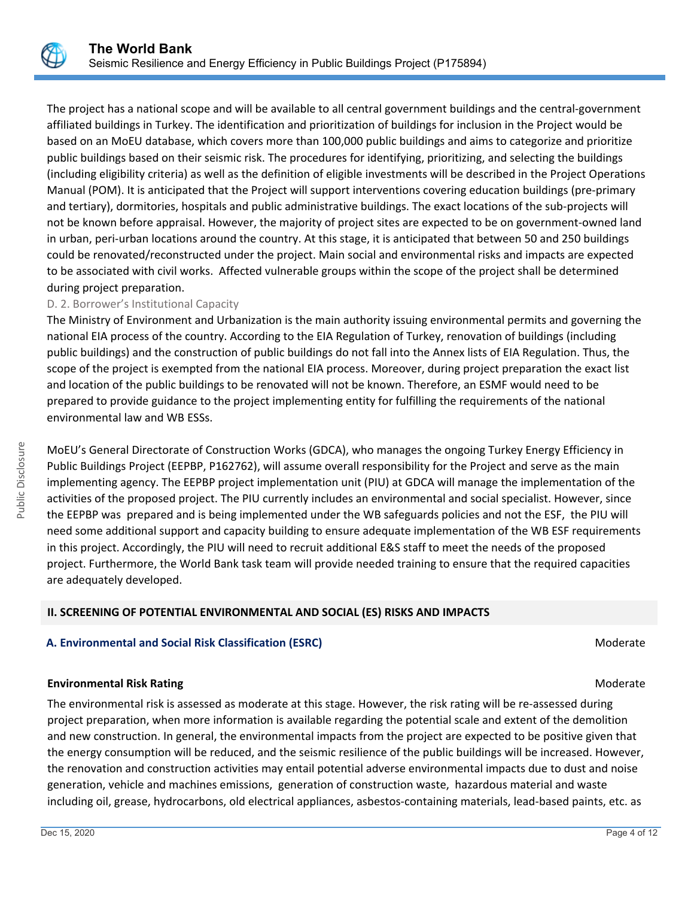The project has a national scope and will be available to all central government buildings and the central-government affiliated buildings in Turkey. The identification and prioritization of buildings for inclusion in the Project would be based on an MoEU database, which covers more than 100,000 public buildings and aims to categorize and prioritize public buildings based on their seismic risk. The procedures for identifying, prioritizing, and selecting the buildings (including eligibility criteria) as well as the definition of eligible investments will be described in the Project Operations Manual (POM). It is anticipated that the Project will support interventions covering education buildings (pre-primary and tertiary), dormitories, hospitals and public administrative buildings. The exact locations of the sub-projects will not be known before appraisal. However, the majority of project sites are expected to be on government-owned land in urban, peri-urban locations around the country. At this stage, it is anticipated that between 50 and 250 buildings could be renovated/reconstructed under the project. Main social and environmental risks and impacts are expected to be associated with civil works. Affected vulnerable groups within the scope of the project shall be determined during project preparation.

D. 2. Borrower's Institutional Capacity

The Ministry of Environment and Urbanization is the main authority issuing environmental permits and governing the national EIA process of the country. According to the EIA Regulation of Turkey, renovation of buildings (including public buildings) and the construction of public buildings do not fall into the Annex lists of EIA Regulation. Thus, the scope of the project is exempted from the national EIA process. Moreover, during project preparation the exact list and location of the public buildings to be renovated will not be known. Therefore, an ESMF would need to be prepared to provide guidance to the project implementing entity for fulfilling the requirements of the national environmental law and WB ESSs.

MoEU's General Directorate of Construction Works (GDCA), who manages the ongoing Turkey Energy Efficiency in Public Buildings Project (EEPBP, P162762), will assume overall responsibility for the Project and serve as the main implementing agency. The EEPBP project implementation unit (PIU) at GDCA will manage the implementation of the activities of the proposed project. The PIU currently includes an environmental and social specialist. However, since the EEPBP was prepared and is being implemented under the WB safeguards policies and not the ESF, the PIU will need some additional support and capacity building to ensure adequate implementation of the WB ESF requirements in this project. Accordingly, the PIU will need to recruit additional E&S staff to meet the needs of the proposed project. Furthermore, the World Bank task team will provide needed training to ensure that the required capacities are adequately developed.

## II. SCREENING OF POTENTIAL ENVIRONMENTAL AND SOCIAL (ES) RISKS AND IMPACTS

### A. Environmental and Social Risk Classification (ESRC) — Moderate

**Environmental Risk Rating** — Moderate

The environmental risk is assessed as moderate at this stage. However, the risk rating will be re-assessed during project preparation, when more information is available regarding the potential scale and extent of the demolition and new construction. In general, the environmental impacts from the project are expected to be positive given that the energy consumption will be reduced, and the seismic resilience of the public buildings will be increased. However, the renovation and construction activities may entail potential adverse environmental impacts due to dust and noise generation, vehicle and machines emissions, generation of construction waste, hazardous material and waste including oil, grease, hydrocarbons, old electrical appliances, asbestos-containing materials, lead-based paints, etc. as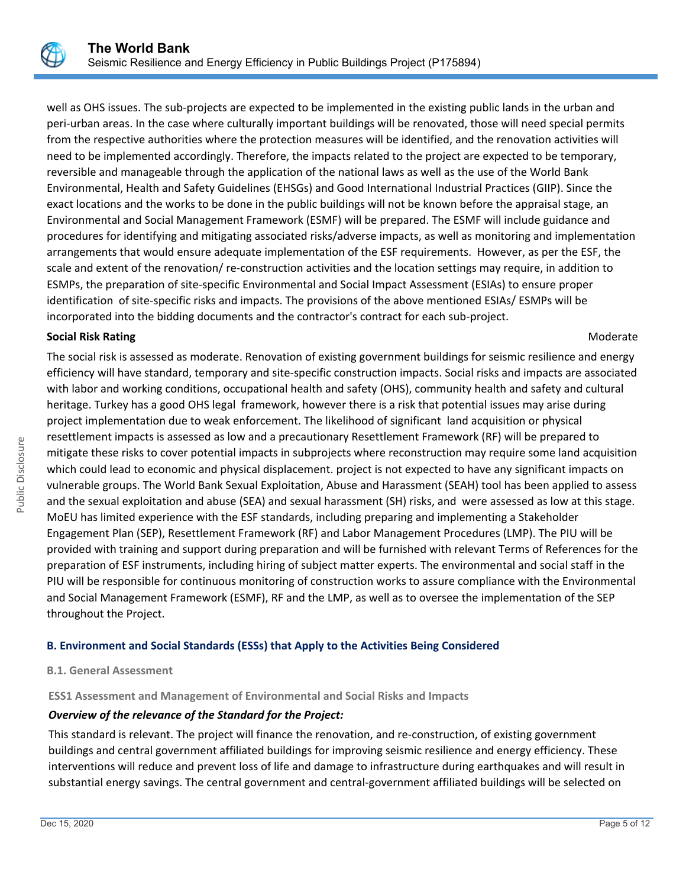well as OHS issues. The sub-projects are expected to be implemented in the existing public lands in the urban and peri-urban areas. In the case where culturally important buildings will be renovated, those will need special permits from the respective authorities where the protection measures will be identified, and the renovation activities will need to be implemented accordingly. Therefore, the impacts related to the project are expected to be temporary, reversible and manageable through the application of the national laws as well as the use of the World Bank Environmental, Health and Safety Guidelines (EHSGs) and Good International Industrial Practices (GIIP). Since the exact locations and the works to be done in the public buildings will not be known before the appraisal stage, an Environmental and Social Management Framework (ESMF) will be prepared. The ESMF will include guidance and procedures for identifying and mitigating associated risks/adverse impacts, as well as monitoring and implementation arrangements that would ensure adequate implementation of the ESF requirements. However, as per the ESF, the scale and extent of the renovation/ re-construction activities and the location settings may require, in addition to ESMPs, the preparation of site-specific Environmental and Social Impact Assessment (ESIAs) to ensure proper identification of site-specific risks and impacts. The provisions of the above mentioned ESIAs/ ESMPs will be incorporated into the bidding documents and the contractor's contract for each sub-project.

**Social Risk Rating** Moderate

The social risk is assessed as moderate. Renovation of existing government buildings for seismic resilience and energy efficiency will have standard, temporary and site-specific construction impacts. Social risks and impacts are associated with labor and working conditions, occupational health and safety (OHS), community health and safety and cultural heritage. Turkey has a good OHS legal framework, however there is a risk that potential issues may arise during project implementation due to weak enforcement. The likelihood of significant land acquisition or physical resettlement impacts is assessed as low and a precautionary Resettlement Framework (RF) will be prepared to mitigate these risks to cover potential impacts in subprojects where reconstruction may require some land acquisition which could lead to economic and physical displacement. project is not expected to have any significant impacts on vulnerable groups. The World Bank Sexual Exploitation, Abuse and Harassment (SEAH) tool has been applied to assess and the sexual exploitation and abuse (SEA) and sexual harassment (SH) risks, and were assessed as low at this stage. MoEU has limited experience with the ESF standards, including preparing and implementing a Stakeholder Engagement Plan (SEP), Resettlement Framework (RF) and Labor Management Procedures (LMP). The PIU will be provided with training and support during preparation and will be furnished with relevant Terms of References for the preparation of ESF instruments, including hiring of subject matter experts. The environmental and social staff in the PIU will be responsible for continuous monitoring of construction works to assure compliance with the Environmental and Social Management Framework (ESMF), RF and the LMP, as well as to oversee the implementation of the SEP throughout the Project.

## B. Environment and Social Standards (ESSs) that Apply to the Activities Being Considered

### B.1. General Assessment

#### ESS1 Assessment and Management of Environmental and Social Risks and Impacts

***Overview of the relevance of the Standard for the Project:***

This standard is relevant. The project will finance the renovation, and re-construction, of existing government buildings and central government affiliated buildings for improving seismic resilience and energy efficiency. These interventions will reduce and prevent loss of life and damage to infrastructure during earthquakes and will result in substantial energy savings. The central government and central-government affiliated buildings will be selected on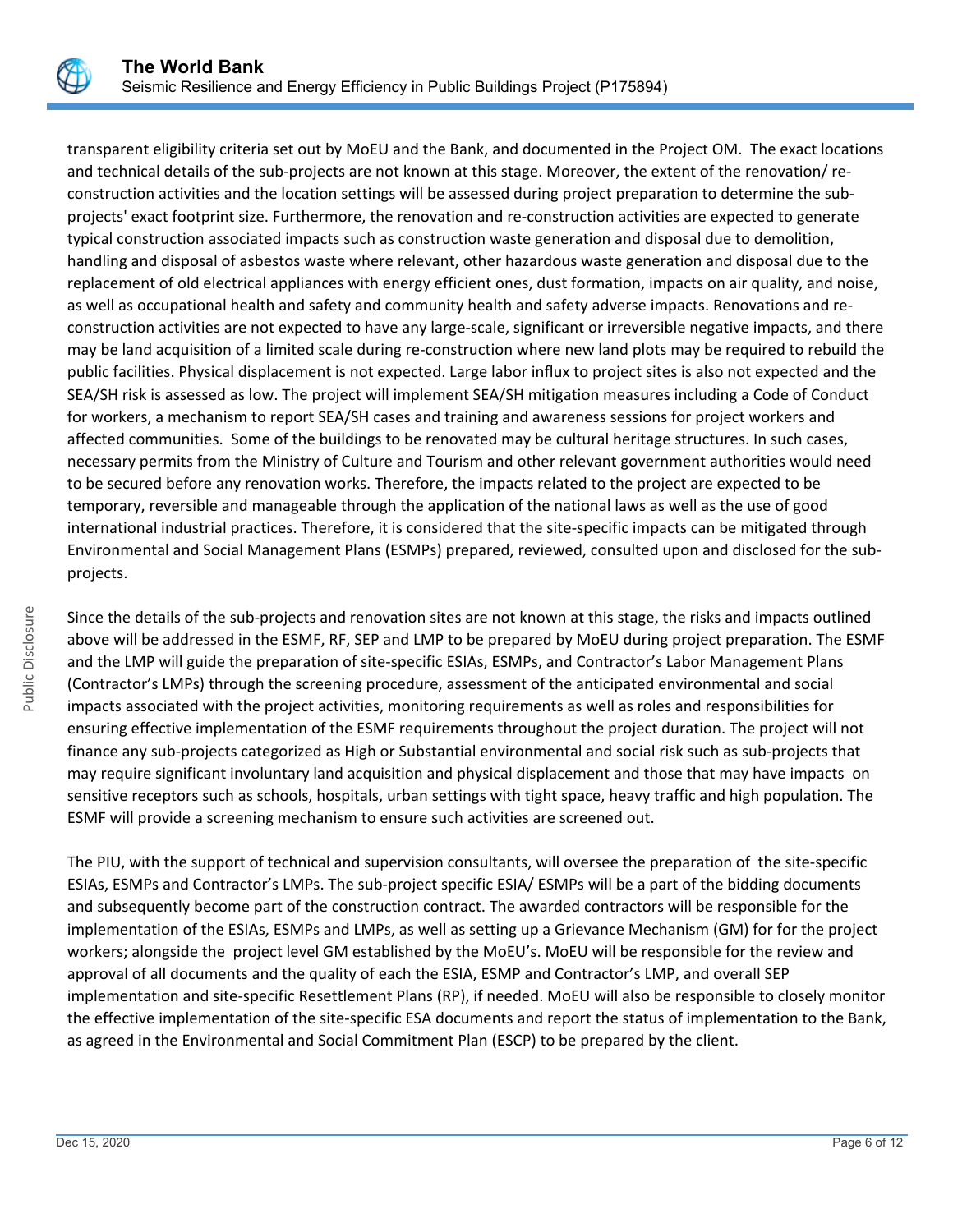transparent eligibility criteria set out by MoEU and the Bank, and documented in the Project OM. The exact locations and technical details of the sub-projects are not known at this stage. Moreover, the extent of the renovation/ re-construction activities and the location settings will be assessed during project preparation to determine the sub-projects' exact footprint size. Furthermore, the renovation and re-construction activities are expected to generate typical construction associated impacts such as construction waste generation and disposal due to demolition, handling and disposal of asbestos waste where relevant, other hazardous waste generation and disposal due to the replacement of old electrical appliances with energy efficient ones, dust formation, impacts on air quality, and noise, as well as occupational health and safety and community health and safety adverse impacts. Renovations and re-construction activities are not expected to have any large-scale, significant or irreversible negative impacts, and there may be land acquisition of a limited scale during re-construction where new land plots may be required to rebuild the public facilities. Physical displacement is not expected. Large labor influx to project sites is also not expected and the SEA/SH risk is assessed as low. The project will implement SEA/SH mitigation measures including a Code of Conduct for workers, a mechanism to report SEA/SH cases and training and awareness sessions for project workers and affected communities. Some of the buildings to be renovated may be cultural heritage structures. In such cases, necessary permits from the Ministry of Culture and Tourism and other relevant government authorities would need to be secured before any renovation works. Therefore, the impacts related to the project are expected to be temporary, reversible and manageable through the application of the national laws as well as the use of good international industrial practices. Therefore, it is considered that the site-specific impacts can be mitigated through Environmental and Social Management Plans (ESMPs) prepared, reviewed, consulted upon and disclosed for the sub-projects.

Since the details of the sub-projects and renovation sites are not known at this stage, the risks and impacts outlined above will be addressed in the ESMF, RF, SEP and LMP to be prepared by MoEU during project preparation. The ESMF and the LMP will guide the preparation of site-specific ESIAs, ESMPs, and Contractor's Labor Management Plans (Contractor's LMPs) through the screening procedure, assessment of the anticipated environmental and social impacts associated with the project activities, monitoring requirements as well as roles and responsibilities for ensuring effective implementation of the ESMF requirements throughout the project duration. The project will not finance any sub-projects categorized as High or Substantial environmental and social risk such as sub-projects that may require significant involuntary land acquisition and physical displacement and those that may have impacts on sensitive receptors such as schools, hospitals, urban settings with tight space, heavy traffic and high population. The ESMF will provide a screening mechanism to ensure such activities are screened out.

The PIU, with the support of technical and supervision consultants, will oversee the preparation of the site-specific ESIAs, ESMPs and Contractor's LMPs. The sub-project specific ESIA/ ESMPs will be a part of the bidding documents and subsequently become part of the construction contract. The awarded contractors will be responsible for the implementation of the ESIAs, ESMPs and LMPs, as well as setting up a Grievance Mechanism (GM) for for the project workers; alongside the project level GM established by the MoEU's. MoEU will be responsible for the review and approval of all documents and the quality of each the ESIA, ESMP and Contractor's LMP, and overall SEP implementation and site-specific Resettlement Plans (RP), if needed. MoEU will also be responsible to closely monitor the effective implementation of the site-specific ESA documents and report the status of implementation to the Bank, as agreed in the Environmental and Social Commitment Plan (ESCP) to be prepared by the client.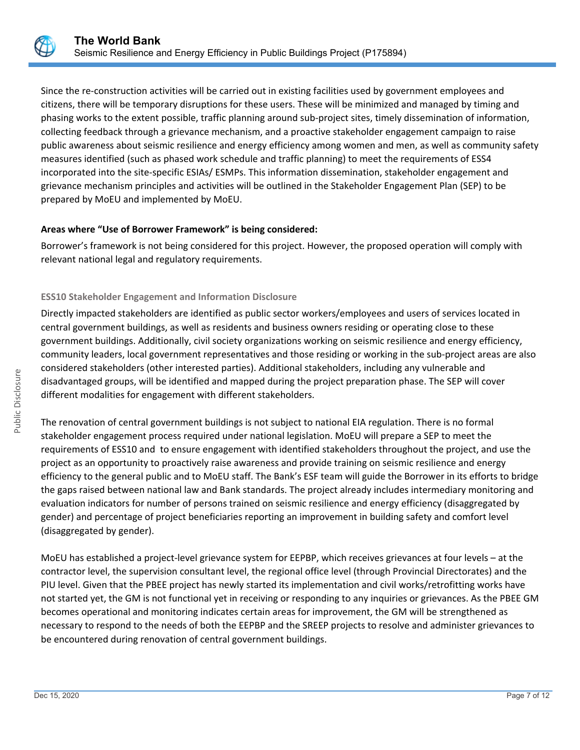Since the re-construction activities will be carried out in existing facilities used by government employees and citizens, there will be temporary disruptions for these users. These will be minimized and managed by timing and phasing works to the extent possible, traffic planning around sub-project sites, timely dissemination of information, collecting feedback through a grievance mechanism, and a proactive stakeholder engagement campaign to raise public awareness about seismic resilience and energy efficiency among women and men, as well as community safety measures identified (such as phased work schedule and traffic planning) to meet the requirements of ESS4 incorporated into the site-specific ESIAs/ ESMPs. This information dissemination, stakeholder engagement and grievance mechanism principles and activities will be outlined in the Stakeholder Engagement Plan (SEP) to be prepared by MoEU and implemented by MoEU.

**Areas where "Use of Borrower Framework" is being considered:**

Borrower's framework is not being considered for this project. However, the proposed operation will comply with relevant national legal and regulatory requirements.

### ESS10 Stakeholder Engagement and Information Disclosure

Directly impacted stakeholders are identified as public sector workers/employees and users of services located in central government buildings, as well as residents and business owners residing or operating close to these government buildings. Additionally, civil society organizations working on seismic resilience and energy efficiency, community leaders, local government representatives and those residing or working in the sub-project areas are also considered stakeholders (other interested parties). Additional stakeholders, including any vulnerable and disadvantaged groups, will be identified and mapped during the project preparation phase. The SEP will cover different modalities for engagement with different stakeholders.

The renovation of central government buildings is not subject to national EIA regulation. There is no formal stakeholder engagement process required under national legislation. MoEU will prepare a SEP to meet the requirements of ESS10 and to ensure engagement with identified stakeholders throughout the project, and use the project as an opportunity to proactively raise awareness and provide training on seismic resilience and energy efficiency to the general public and to MoEU staff. The Bank's ESF team will guide the Borrower in its efforts to bridge the gaps raised between national law and Bank standards. The project already includes intermediary monitoring and evaluation indicators for number of persons trained on seismic resilience and energy efficiency (disaggregated by gender) and percentage of project beneficiaries reporting an improvement in building safety and comfort level (disaggregated by gender).

MoEU has established a project-level grievance system for EEPBP, which receives grievances at four levels – at the contractor level, the supervision consultant level, the regional office level (through Provincial Directorates) and the PIU level. Given that the PBEE project has newly started its implementation and civil works/retrofitting works have not started yet, the GM is not functional yet in receiving or responding to any inquiries or grievances. As the PBEE GM becomes operational and monitoring indicates certain areas for improvement, the GM will be strengthened as necessary to respond to the needs of both the EEPBP and the SREEP projects to resolve and administer grievances to be encountered during renovation of central government buildings.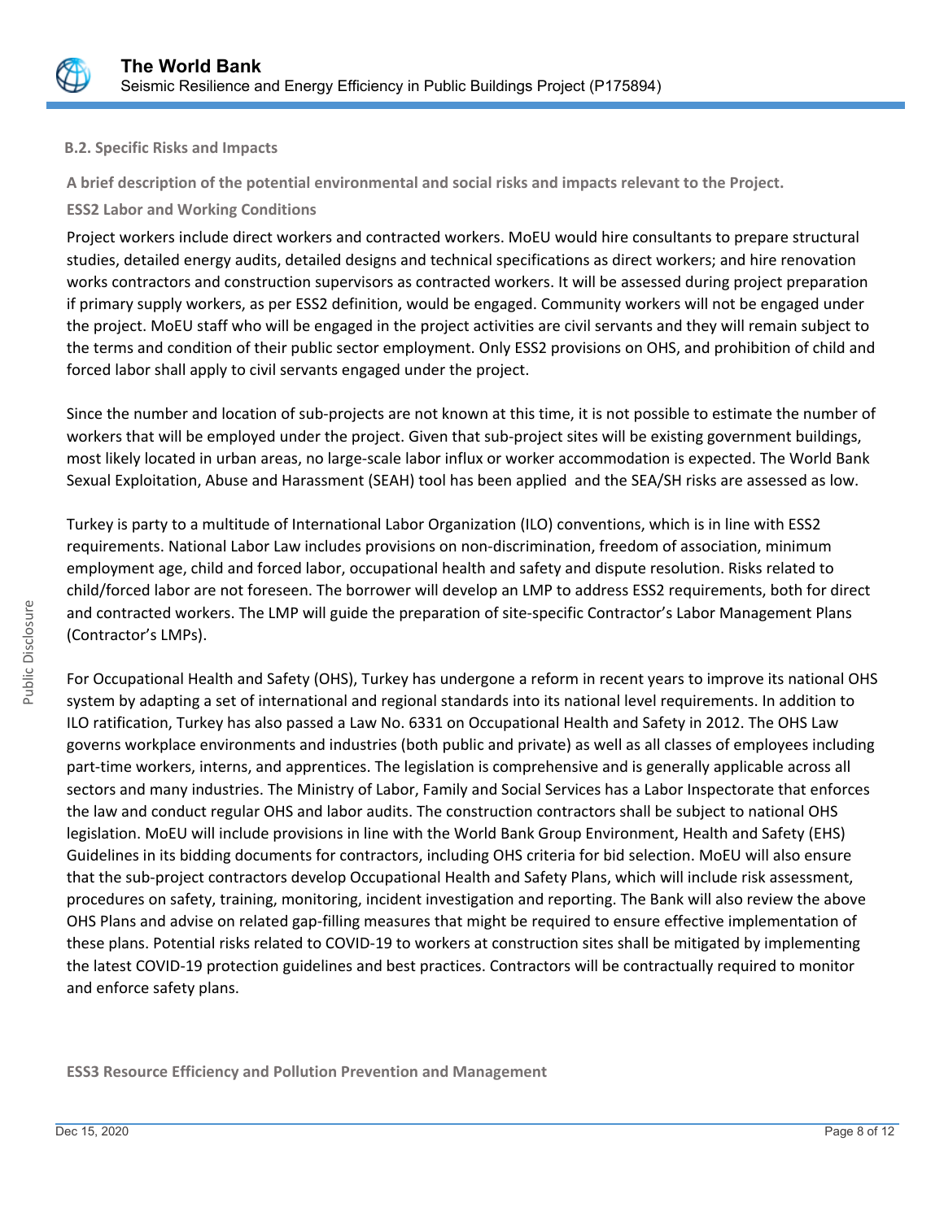### B.2. Specific Risks and Impacts

**A brief description of the potential environmental and social risks and impacts relevant to the Project.**

**ESS2 Labor and Working Conditions**

Project workers include direct workers and contracted workers. MoEU would hire consultants to prepare structural studies, detailed energy audits, detailed designs and technical specifications as direct workers; and hire renovation works contractors and construction supervisors as contracted workers. It will be assessed during project preparation if primary supply workers, as per ESS2 definition, would be engaged. Community workers will not be engaged under the project. MoEU staff who will be engaged in the project activities are civil servants and they will remain subject to the terms and condition of their public sector employment. Only ESS2 provisions on OHS, and prohibition of child and forced labor shall apply to civil servants engaged under the project.

Since the number and location of sub-projects are not known at this time, it is not possible to estimate the number of workers that will be employed under the project. Given that sub-project sites will be existing government buildings, most likely located in urban areas, no large-scale labor influx or worker accommodation is expected. The World Bank Sexual Exploitation, Abuse and Harassment (SEAH) tool has been applied and the SEA/SH risks are assessed as low.

Turkey is party to a multitude of International Labor Organization (ILO) conventions, which is in line with ESS2 requirements. National Labor Law includes provisions on non-discrimination, freedom of association, minimum employment age, child and forced labor, occupational health and safety and dispute resolution. Risks related to child/forced labor are not foreseen. The borrower will develop an LMP to address ESS2 requirements, both for direct and contracted workers. The LMP will guide the preparation of site-specific Contractor's Labor Management Plans (Contractor's LMPs).

For Occupational Health and Safety (OHS), Turkey has undergone a reform in recent years to improve its national OHS system by adapting a set of international and regional standards into its national level requirements. In addition to ILO ratification, Turkey has also passed a Law No. 6331 on Occupational Health and Safety in 2012. The OHS Law governs workplace environments and industries (both public and private) as well as all classes of employees including part-time workers, interns, and apprentices. The legislation is comprehensive and is generally applicable across all sectors and many industries. The Ministry of Labor, Family and Social Services has a Labor Inspectorate that enforces the law and conduct regular OHS and labor audits. The construction contractors shall be subject to national OHS legislation. MoEU will include provisions in line with the World Bank Group Environment, Health and Safety (EHS) Guidelines in its bidding documents for contractors, including OHS criteria for bid selection. MoEU will also ensure that the sub-project contractors develop Occupational Health and Safety Plans, which will include risk assessment, procedures on safety, training, monitoring, incident investigation and reporting. The Bank will also review the above OHS Plans and advise on related gap-filling measures that might be required to ensure effective implementation of these plans. Potential risks related to COVID-19 to workers at construction sites shall be mitigated by implementing the latest COVID-19 protection guidelines and best practices. Contractors will be contractually required to monitor and enforce safety plans.

**ESS3 Resource Efficiency and Pollution Prevention and Management**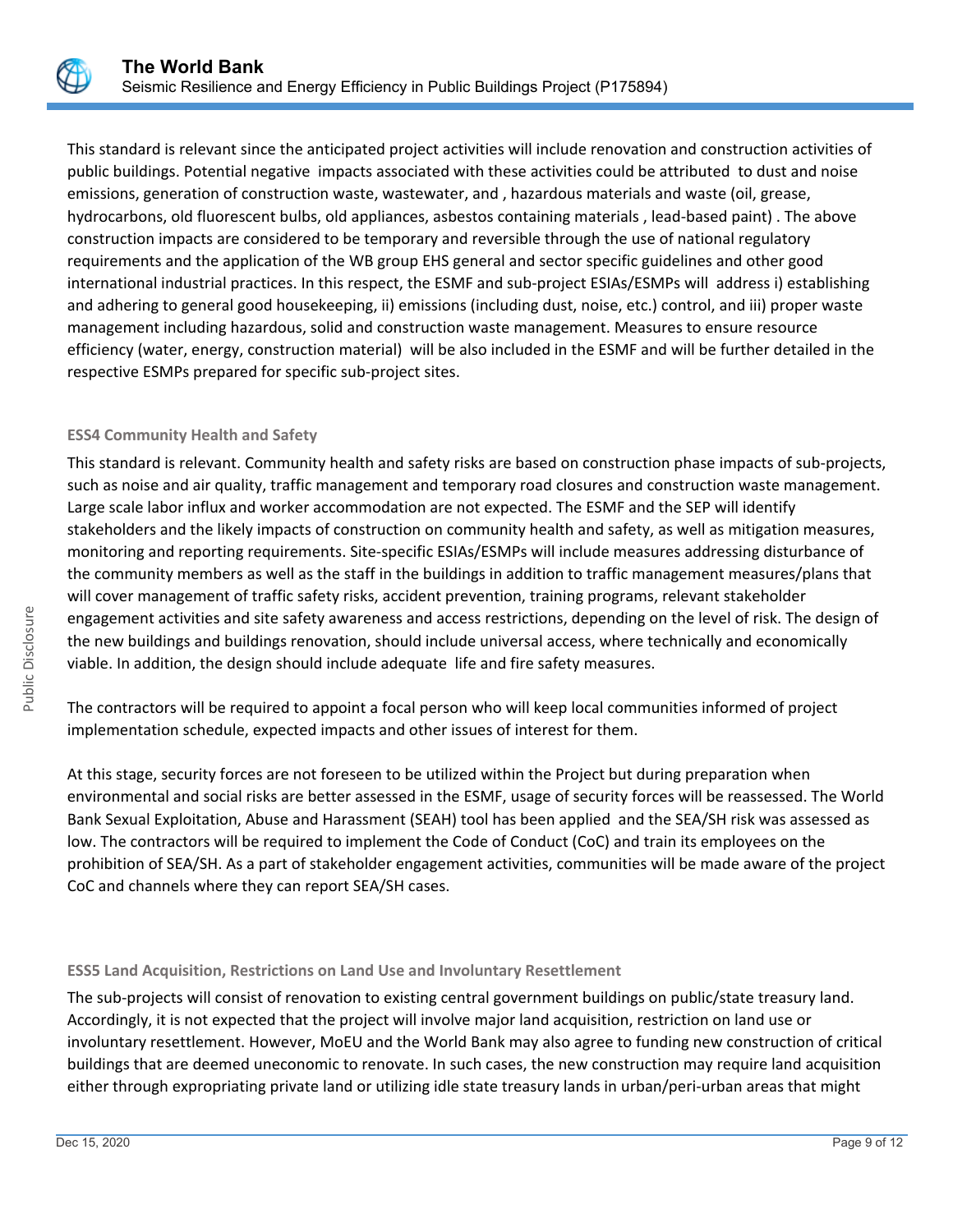This standard is relevant since the anticipated project activities will include renovation and construction activities of public buildings. Potential negative impacts associated with these activities could be attributed to dust and noise emissions, generation of construction waste, wastewater, and , hazardous materials and waste (oil, grease, hydrocarbons, old fluorescent bulbs, old appliances, asbestos containing materials , lead-based paint) . The above construction impacts are considered to be temporary and reversible through the use of national regulatory requirements and the application of the WB group EHS general and sector specific guidelines and other good international industrial practices. In this respect, the ESMF and sub-project ESIAs/ESMPs will address i) establishing and adhering to general good housekeeping, ii) emissions (including dust, noise, etc.) control, and iii) proper waste management including hazardous, solid and construction waste management. Measures to ensure resource efficiency (water, energy, construction material) will be also included in the ESMF and will be further detailed in the respective ESMPs prepared for specific sub-project sites.

#### ESS4 Community Health and Safety

This standard is relevant. Community health and safety risks are based on construction phase impacts of sub-projects, such as noise and air quality, traffic management and temporary road closures and construction waste management. Large scale labor influx and worker accommodation are not expected. The ESMF and the SEP will identify stakeholders and the likely impacts of construction on community health and safety, as well as mitigation measures, monitoring and reporting requirements. Site-specific ESIAs/ESMPs will include measures addressing disturbance of the community members as well as the staff in the buildings in addition to traffic management measures/plans that will cover management of traffic safety risks, accident prevention, training programs, relevant stakeholder engagement activities and site safety awareness and access restrictions, depending on the level of risk. The design of the new buildings and buildings renovation, should include universal access, where technically and economically viable. In addition, the design should include adequate life and fire safety measures.

The contractors will be required to appoint a focal person who will keep local communities informed of project implementation schedule, expected impacts and other issues of interest for them.

At this stage, security forces are not foreseen to be utilized within the Project but during preparation when environmental and social risks are better assessed in the ESMF, usage of security forces will be reassessed. The World Bank Sexual Exploitation, Abuse and Harassment (SEAH) tool has been applied and the SEA/SH risk was assessed as low. The contractors will be required to implement the Code of Conduct (CoC) and train its employees on the prohibition of SEA/SH. As a part of stakeholder engagement activities, communities will be made aware of the project CoC and channels where they can report SEA/SH cases.

#### ESS5 Land Acquisition, Restrictions on Land Use and Involuntary Resettlement

The sub-projects will consist of renovation to existing central government buildings on public/state treasury land. Accordingly, it is not expected that the project will involve major land acquisition, restriction on land use or involuntary resettlement. However, MoEU and the World Bank may also agree to funding new construction of critical buildings that are deemed uneconomic to renovate. In such cases, the new construction may require land acquisition either through expropriating private land or utilizing idle state treasury lands in urban/peri-urban areas that might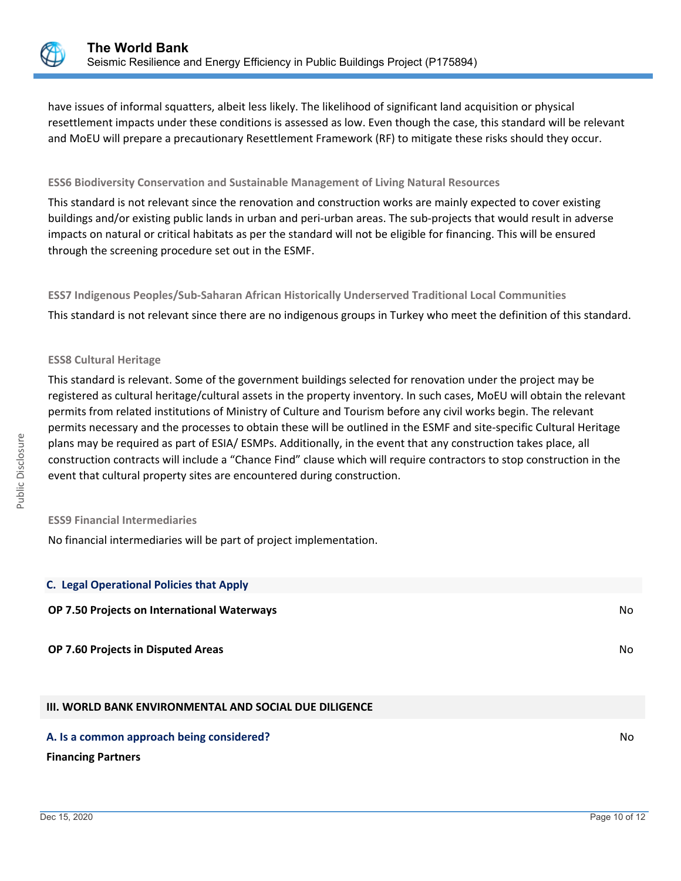have issues of informal squatters, albeit less likely. The likelihood of significant land acquisition or physical resettlement impacts under these conditions is assessed as low. Even though the case, this standard will be relevant and MoEU will prepare a precautionary Resettlement Framework (RF) to mitigate these risks should they occur.

#### ESS6 Biodiversity Conservation and Sustainable Management of Living Natural Resources

This standard is not relevant since the renovation and construction works are mainly expected to cover existing buildings and/or existing public lands in urban and peri-urban areas. The sub-projects that would result in adverse impacts on natural or critical habitats as per the standard will not be eligible for financing. This will be ensured through the screening procedure set out in the ESMF.

#### ESS7 Indigenous Peoples/Sub-Saharan African Historically Underserved Traditional Local Communities

This standard is not relevant since there are no indigenous groups in Turkey who meet the definition of this standard.

#### ESS8 Cultural Heritage

This standard is relevant. Some of the government buildings selected for renovation under the project may be registered as cultural heritage/cultural assets in the property inventory. In such cases, MoEU will obtain the relevant permits from related institutions of Ministry of Culture and Tourism before any civil works begin. The relevant permits necessary and the processes to obtain these will be outlined in the ESMF and site-specific Cultural Heritage plans may be required as part of ESIA/ ESMPs. Additionally, in the event that any construction takes place, all construction contracts will include a “Chance Find” clause which will require contractors to stop construction in the event that cultural property sites are encountered during construction.

#### ESS9 Financial Intermediaries

No financial intermediaries will be part of project implementation.

### C. Legal Operational Policies that Apply

**OP 7.50 Projects on International Waterways** No

**OP 7.60 Projects in Disputed Areas** No

## III. WORLD BANK ENVIRONMENTAL AND SOCIAL DUE DILIGENCE

### A. Is a common approach being considered? No

**Financing Partners**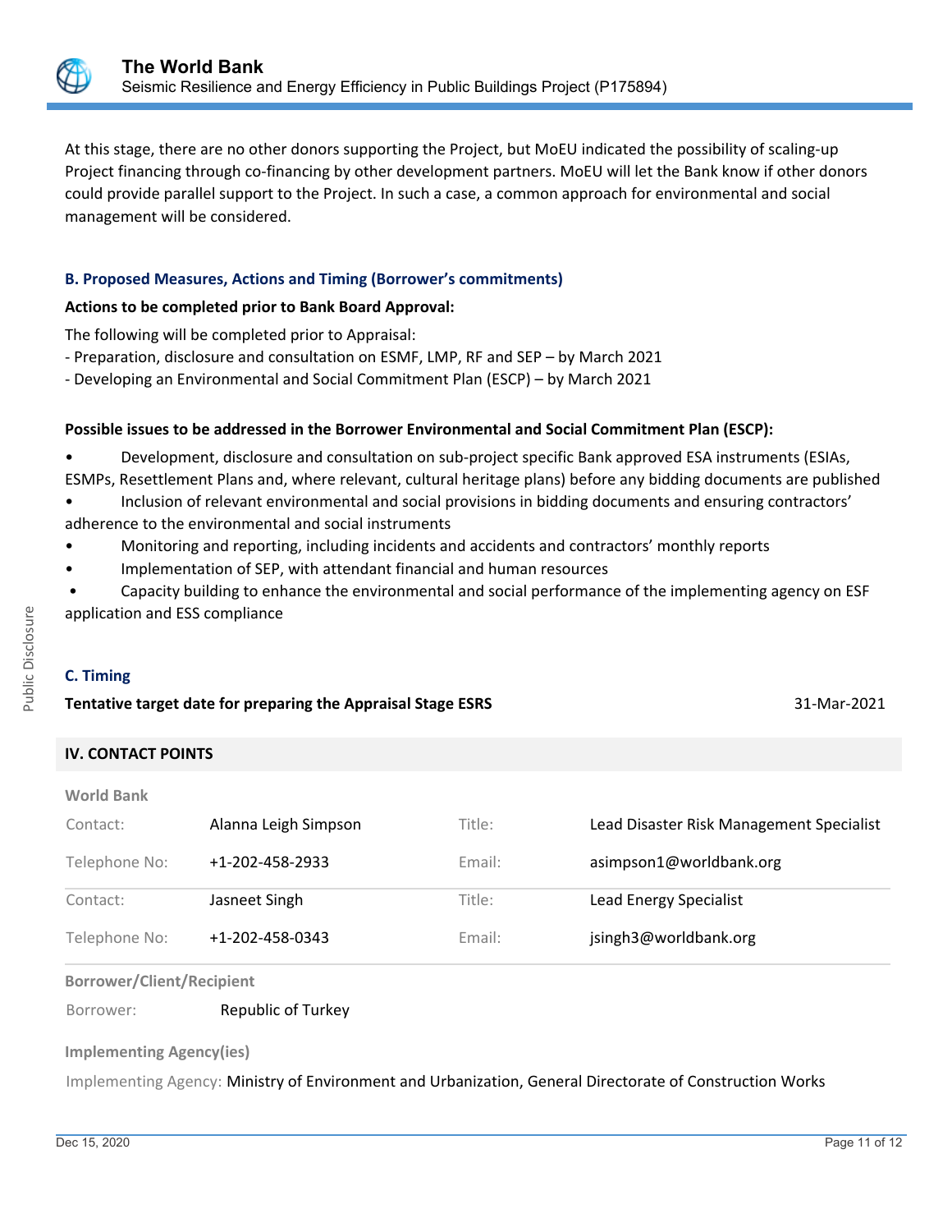At this stage, there are no other donors supporting the Project, but MoEU indicated the possibility of scaling-up Project financing through co-financing by other development partners. MoEU will let the Bank know if other donors could provide parallel support to the Project. In such a case, a common approach for environmental and social management will be considered.

### B. Proposed Measures, Actions and Timing (Borrower's commitments)

**Actions to be completed prior to Bank Board Approval:**

The following will be completed prior to Appraisal:
- Preparation, disclosure and consultation on ESMF, LMP, RF and SEP – by March 2021
- Developing an Environmental and Social Commitment Plan (ESCP) – by March 2021

**Possible issues to be addressed in the Borrower Environmental and Social Commitment Plan (ESCP):**

- Development, disclosure and consultation on sub-project specific Bank approved ESA instruments (ESIAs, ESMPs, Resettlement Plans and, where relevant, cultural heritage plans) before any bidding documents are published
- Inclusion of relevant environmental and social provisions in bidding documents and ensuring contractors' adherence to the environmental and social instruments
- Monitoring and reporting, including incidents and accidents and contractors' monthly reports
- Implementation of SEP, with attendant financial and human resources
- Capacity building to enhance the environmental and social performance of the implementing agency on ESF application and ESS compliance

### C. Timing

| **Tentative target date for preparing the Appraisal Stage ESRS** | 31-Mar-2021 |
|---|---|

## IV. CONTACT POINTS

**World Bank**

| | | | |
|---|---|---|---|
| Contact: | Alanna Leigh Simpson | Title: | Lead Disaster Risk Management Specialist |
| Telephone No: | +1-202-458-2933 | Email: | asimpson1@worldbank.org |
| Contact: | Jasneet Singh | Title: | Lead Energy Specialist |
| Telephone No: | +1-202-458-0343 | Email: | jsingh3@worldbank.org |

**Borrower/Client/Recipient**

Borrower: Republic of Turkey

**Implementing Agency(ies)**

Implementing Agency: Ministry of Environment and Urbanization, General Directorate of Construction Works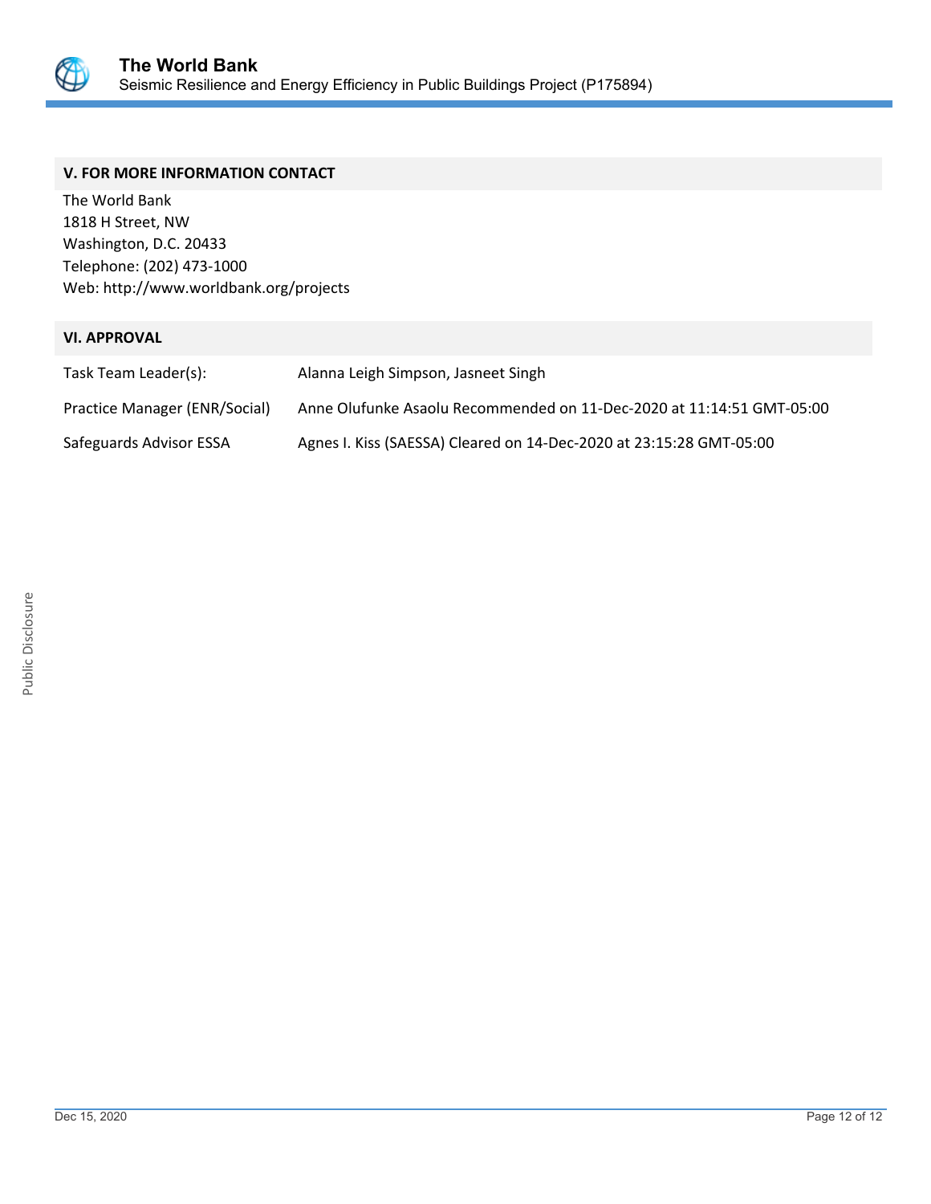## V. FOR MORE INFORMATION CONTACT

The World Bank
1818 H Street, NW
Washington, D.C. 20433
Telephone: (202) 473-1000
Web: http://www.worldbank.org/projects

## VI. APPROVAL

| | |
|---|---|
| Task Team Leader(s): | Alanna Leigh Simpson, Jasneet Singh |
| Practice Manager (ENR/Social) | Anne Olufunke Asaolu Recommended on 11-Dec-2020 at 11:14:51 GMT-05:00 |
| Safeguards Advisor ESSA | Agnes I. Kiss (SAESSA) Cleared on 14-Dec-2020 at 23:15:28 GMT-05:00 |